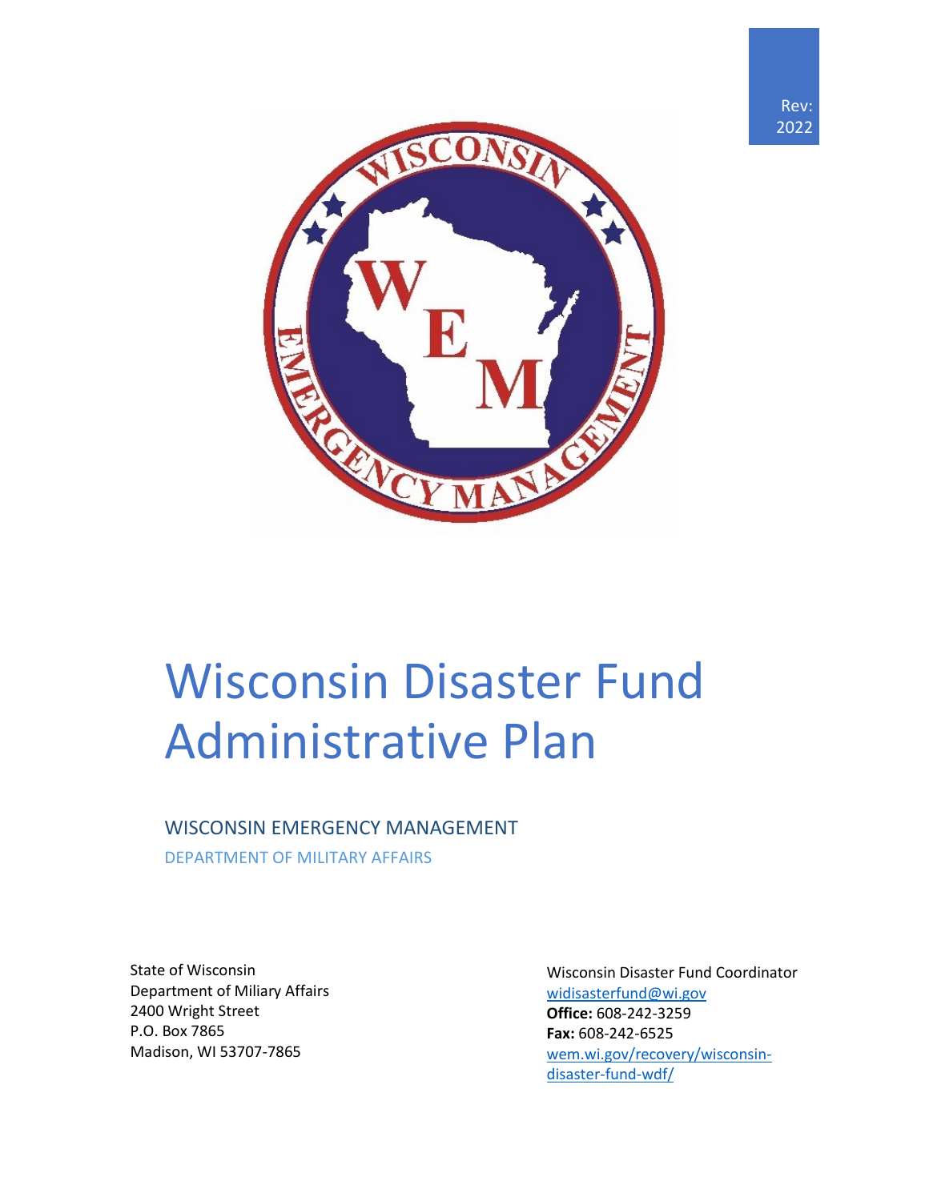Rev: 2022

# Wisconsin Disaster Fund Administrative Plan

## WISCONSIN EMERGENCY MANAGEMENT

DEPARTMENT OF MILITARY AFFAIRS

State of Wisconsin
Department of Miliary Affairs
2400 Wright Street
P.O. Box 7865
Madison, WI 53707-7865

Wisconsin Disaster Fund Coordinator
widisasterfund@wi.gov
**Office:** 608-242-3259
**Fax:** 608-242-6525
wem.wi.gov/recovery/wisconsin-disaster-fund-wdf/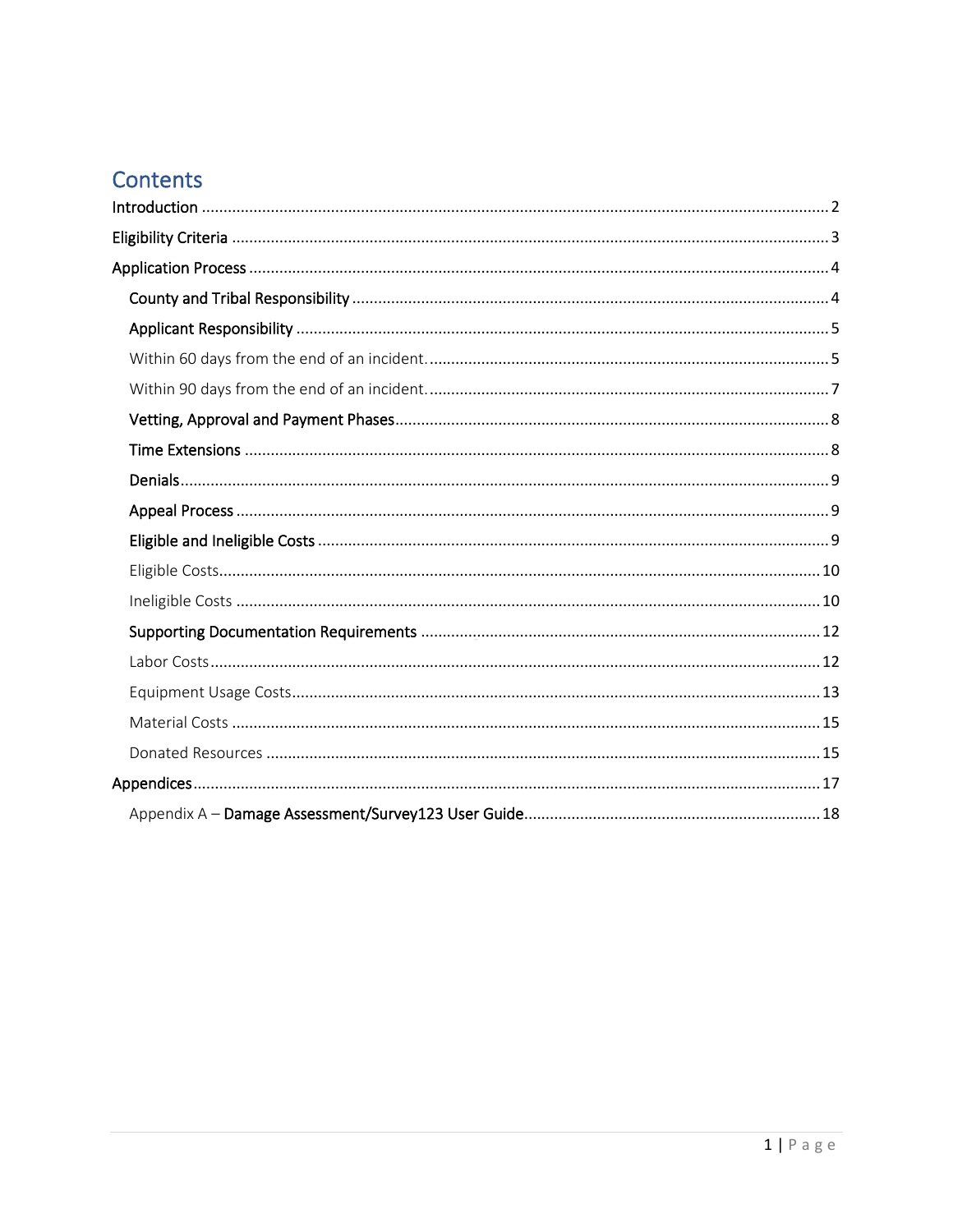# Contents

- Introduction ..... 2
- Eligibility Criteria ..... 3
- Application Process ..... 4
  - County and Tribal Responsibility ..... 4
  - Applicant Responsibility ..... 5
    - Within 60 days from the end of an incident. ..... 5
    - Within 90 days from the end of an incident. ..... 7
  - Vetting, Approval and Payment Phases ..... 8
  - Time Extensions ..... 8
  - Denials ..... 9
  - Appeal Process ..... 9
  - Eligible and Ineligible Costs ..... 9
    - Eligible Costs ..... 10
    - Ineligible Costs ..... 10
  - Supporting Documentation Requirements ..... 12
    - Labor Costs ..... 12
    - Equipment Usage Costs ..... 13
    - Material Costs ..... 15
    - Donated Resources ..... 15
- Appendices ..... 17
  - Appendix A – Damage Assessment/Survey123 User Guide ..... 18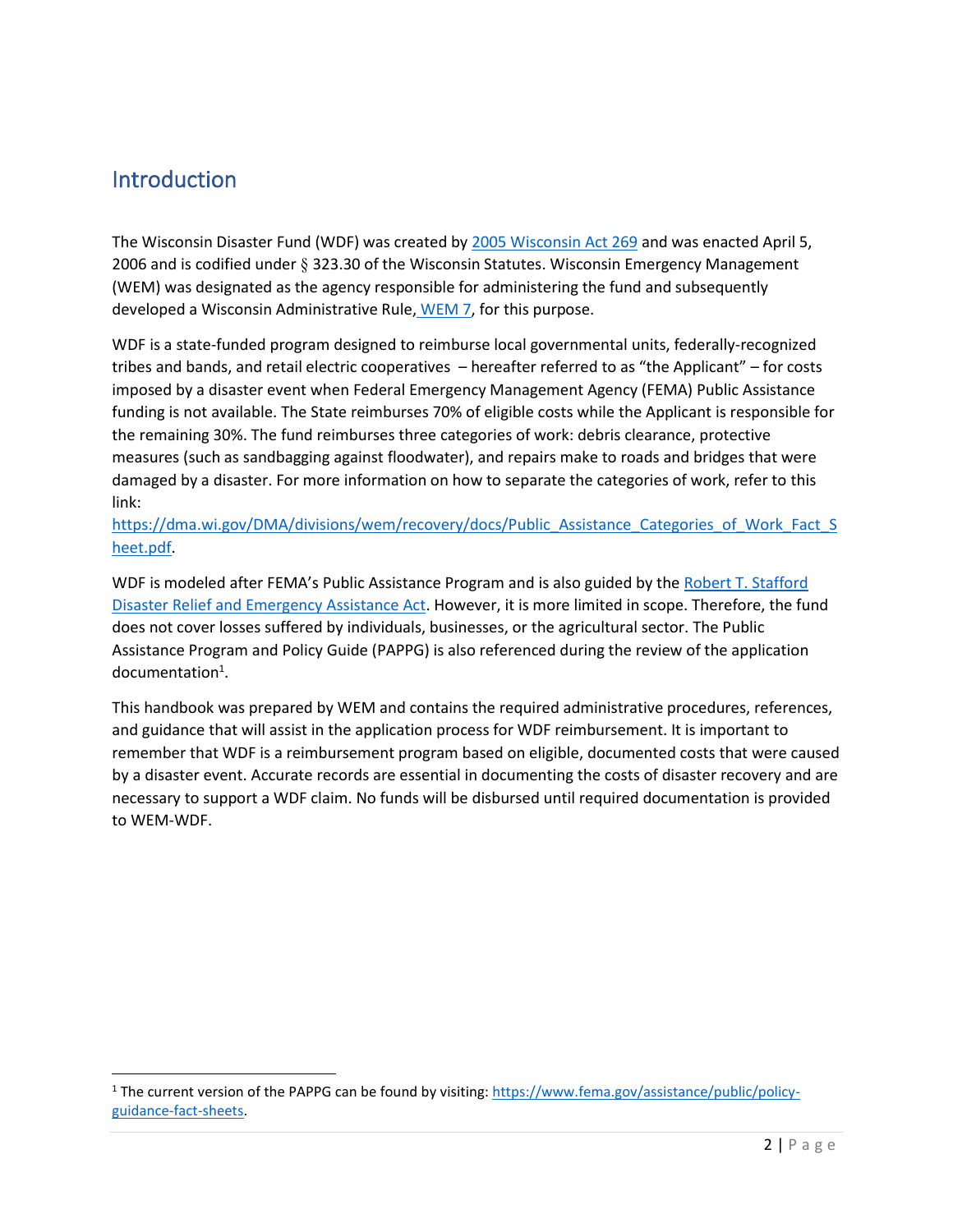## Introduction

The Wisconsin Disaster Fund (WDF) was created by 2005 Wisconsin Act 269 and was enacted April 5, 2006 and is codified under § 323.30 of the Wisconsin Statutes. Wisconsin Emergency Management (WEM) was designated as the agency responsible for administering the fund and subsequently developed a Wisconsin Administrative Rule, WEM 7, for this purpose.

WDF is a state-funded program designed to reimburse local governmental units, federally-recognized tribes and bands, and retail electric cooperatives – hereafter referred to as "the Applicant" – for costs imposed by a disaster event when Federal Emergency Management Agency (FEMA) Public Assistance funding is not available. The State reimburses 70% of eligible costs while the Applicant is responsible for the remaining 30%. The fund reimburses three categories of work: debris clearance, protective measures (such as sandbagging against floodwater), and repairs make to roads and bridges that were damaged by a disaster. For more information on how to separate the categories of work, refer to this link: https://dma.wi.gov/DMA/divisions/wem/recovery/docs/Public_Assistance_Categories_of_Work_Fact_Sheet.pdf.

WDF is modeled after FEMA's Public Assistance Program and is also guided by the Robert T. Stafford Disaster Relief and Emergency Assistance Act. However, it is more limited in scope. Therefore, the fund does not cover losses suffered by individuals, businesses, or the agricultural sector. The Public Assistance Program and Policy Guide (PAPPG) is also referenced during the review of the application documentation[1].

This handbook was prepared by WEM and contains the required administrative procedures, references, and guidance that will assist in the application process for WDF reimbursement. It is important to remember that WDF is a reimbursement program based on eligible, documented costs that were caused by a disaster event. Accurate records are essential in documenting the costs of disaster recovery and are necessary to support a WDF claim. No funds will be disbursed until required documentation is provided to WEM-WDF.

---

[1] The current version of the PAPPG can be found by visiting: https://www.fema.gov/assistance/public/policy-guidance-fact-sheets.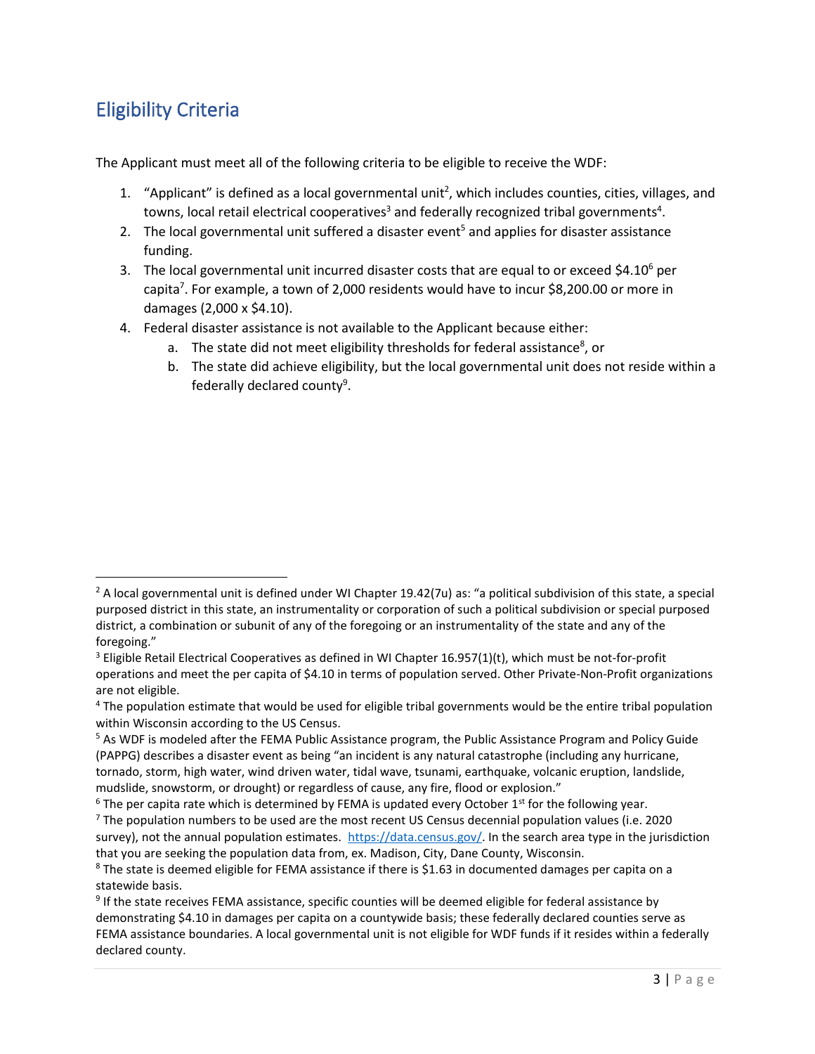## Eligibility Criteria

The Applicant must meet all of the following criteria to be eligible to receive the WDF:

1. "Applicant" is defined as a local governmental unit[2], which includes counties, cities, villages, and towns, local retail electrical cooperatives[3] and federally recognized tribal governments[4].
2. The local governmental unit suffered a disaster event[5] and applies for disaster assistance funding.
3. The local governmental unit incurred disaster costs that are equal to or exceed $4.10[6] per capita[7]. For example, a town of 2,000 residents would have to incur $8,200.00 or more in damages (2,000 x $4.10).
4. Federal disaster assistance is not available to the Applicant because either:
   a. The state did not meet eligibility thresholds for federal assistance[8], or
   b. The state did achieve eligibility, but the local governmental unit does not reside within a federally declared county[9].

---

[2] A local governmental unit is defined under WI Chapter 19.42(7u) as: "a political subdivision of this state, a special purposed district in this state, an instrumentality or corporation of such a political subdivision or special purposed district, a combination or subunit of any of the foregoing or an instrumentality of the state and any of the foregoing."

[3] Eligible Retail Electrical Cooperatives as defined in WI Chapter 16.957(1)(t), which must be not-for-profit operations and meet the per capita of $4.10 in terms of population served. Other Private-Non-Profit organizations are not eligible.

[4] The population estimate that would be used for eligible tribal governments would be the entire tribal population within Wisconsin according to the US Census.

[5] As WDF is modeled after the FEMA Public Assistance program, the Public Assistance Program and Policy Guide (PAPPG) describes a disaster event as being "an incident is any natural catastrophe (including any hurricane, tornado, storm, high water, wind driven water, tidal wave, tsunami, earthquake, volcanic eruption, landslide, mudslide, snowstorm, or drought) or regardless of cause, any fire, flood or explosion."

[6] The per capita rate which is determined by FEMA is updated every October 1st for the following year.

[7] The population numbers to be used are the most recent US Census decennial population values (i.e. 2020 survey), not the annual population estimates. https://data.census.gov/. In the search area type in the jurisdiction that you are seeking the population data from, ex. Madison, City, Dane County, Wisconsin.

[8] The state is deemed eligible for FEMA assistance if there is $1.63 in documented damages per capita on a statewide basis.

[9] If the state receives FEMA assistance, specific counties will be deemed eligible for federal assistance by demonstrating $4.10 in damages per capita on a countywide basis; these federally declared counties serve as FEMA assistance boundaries. A local governmental unit is not eligible for WDF funds if it resides within a federally declared county.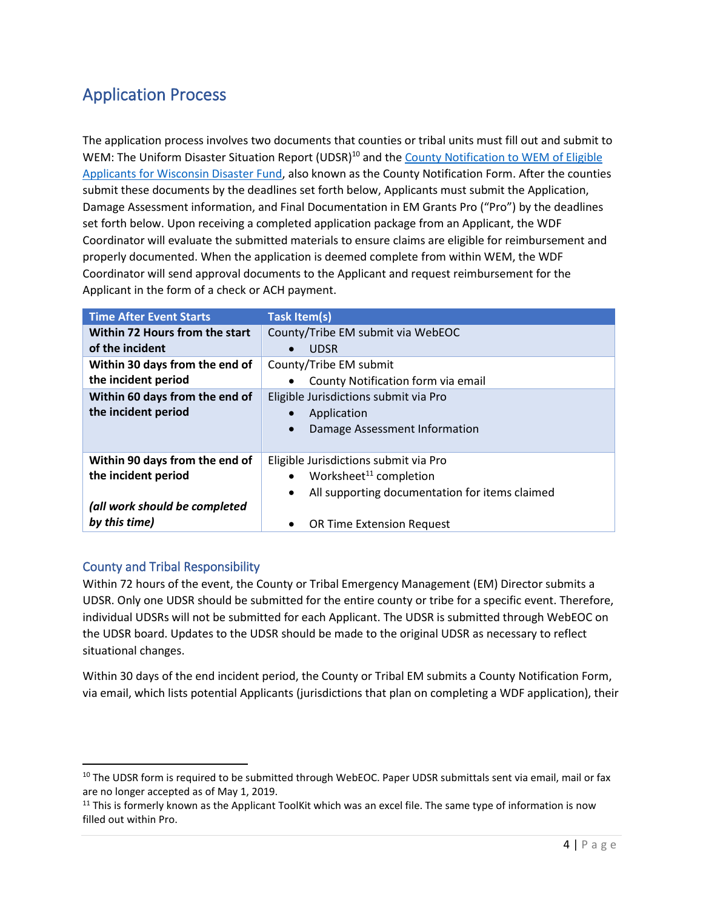## Application Process

The application process involves two documents that counties or tribal units must fill out and submit to WEM: The Uniform Disaster Situation Report (UDSR)[10] and the [County Notification to WEM of Eligible Applicants for Wisconsin Disaster Fund](), also known as the County Notification Form. After the counties submit these documents by the deadlines set forth below, Applicants must submit the Application, Damage Assessment information, and Final Documentation in EM Grants Pro ("Pro") by the deadlines set forth below. Upon receiving a completed application package from an Applicant, the WDF Coordinator will evaluate the submitted materials to ensure claims are eligible for reimbursement and properly documented. When the application is deemed complete from within WEM, the WDF Coordinator will send approval documents to the Applicant and request reimbursement for the Applicant in the form of a check or ACH payment.

| Time After Event Starts | Task Item(s) |
|---|---|
| **Within 72 Hours from the start of the incident** | County/Tribe EM submit via WebEOC<br>• UDSR |
| **Within 30 days from the end of the incident period** | County/Tribe EM submit<br>• County Notification form via email |
| **Within 60 days from the end of the incident period** | Eligible Jurisdictions submit via Pro<br>• Application<br>• Damage Assessment Information |
| **Within 90 days from the end of the incident period**<br><br>***(all work should be completed by this time)*** | Eligible Jurisdictions submit via Pro<br>• Worksheet[11] completion<br>• All supporting documentation for items claimed<br><br>• OR Time Extension Request |

### County and Tribal Responsibility

Within 72 hours of the event, the County or Tribal Emergency Management (EM) Director submits a UDSR. Only one UDSR should be submitted for the entire county or tribe for a specific event. Therefore, individual UDSRs will not be submitted for each Applicant. The UDSR is submitted through WebEOC on the UDSR board. Updates to the UDSR should be made to the original UDSR as necessary to reflect situational changes.

Within 30 days of the end incident period, the County or Tribal EM submits a County Notification Form, via email, which lists potential Applicants (jurisdictions that plan on completing a WDF application), their

[10] The UDSR form is required to be submitted through WebEOC. Paper UDSR submittals sent via email, mail or fax are no longer accepted as of May 1, 2019.

[11] This is formerly known as the Applicant ToolKit which was an excel file. The same type of information is now filled out within Pro.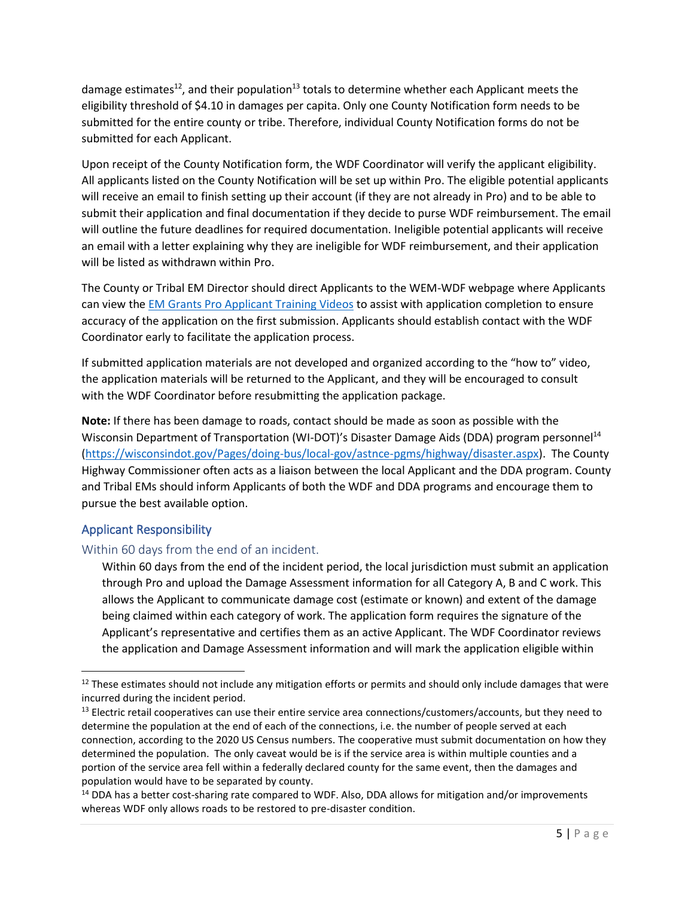damage estimates[12], and their population[13] totals to determine whether each Applicant meets the eligibility threshold of $4.10 in damages per capita. Only one County Notification form needs to be submitted for the entire county or tribe. Therefore, individual County Notification forms do not be submitted for each Applicant.

Upon receipt of the County Notification form, the WDF Coordinator will verify the applicant eligibility. All applicants listed on the County Notification will be set up within Pro. The eligible potential applicants will receive an email to finish setting up their account (if they are not already in Pro) and to be able to submit their application and final documentation if they decide to purse WDF reimbursement. The email will outline the future deadlines for required documentation. Ineligible potential applicants will receive an email with a letter explaining why they are ineligible for WDF reimbursement, and their application will be listed as withdrawn within Pro.

The County or Tribal EM Director should direct Applicants to the WEM-WDF webpage where Applicants can view the EM Grants Pro Applicant Training Videos to assist with application completion to ensure accuracy of the application on the first submission. Applicants should establish contact with the WDF Coordinator early to facilitate the application process.

If submitted application materials are not developed and organized according to the "how to" video, the application materials will be returned to the Applicant, and they will be encouraged to consult with the WDF Coordinator before resubmitting the application package.

**Note:** If there has been damage to roads, contact should be made as soon as possible with the Wisconsin Department of Transportation (WI-DOT)'s Disaster Damage Aids (DDA) program personnel[14] (https://wisconsindot.gov/Pages/doing-bus/local-gov/astnce-pgms/highway/disaster.aspx). The County Highway Commissioner often acts as a liaison between the local Applicant and the DDA program. County and Tribal EMs should inform Applicants of both the WDF and DDA programs and encourage them to pursue the best available option.

## Applicant Responsibility

### Within 60 days from the end of an incident.

Within 60 days from the end of the incident period, the local jurisdiction must submit an application through Pro and upload the Damage Assessment information for all Category A, B and C work. This allows the Applicant to communicate damage cost (estimate or known) and extent of the damage being claimed within each category of work. The application form requires the signature of the Applicant's representative and certifies them as an active Applicant. The WDF Coordinator reviews the application and Damage Assessment information and will mark the application eligible within

[12] These estimates should not include any mitigation efforts or permits and should only include damages that were incurred during the incident period.

[13] Electric retail cooperatives can use their entire service area connections/customers/accounts, but they need to determine the population at the end of each of the connections, i.e. the number of people served at each connection, according to the 2020 US Census numbers. The cooperative must submit documentation on how they determined the population. The only caveat would be is if the service area is within multiple counties and a portion of the service area fell within a federally declared county for the same event, then the damages and population would have to be separated by county.

[14] DDA has a better cost-sharing rate compared to WDF. Also, DDA allows for mitigation and/or improvements whereas WDF only allows roads to be restored to pre-disaster condition.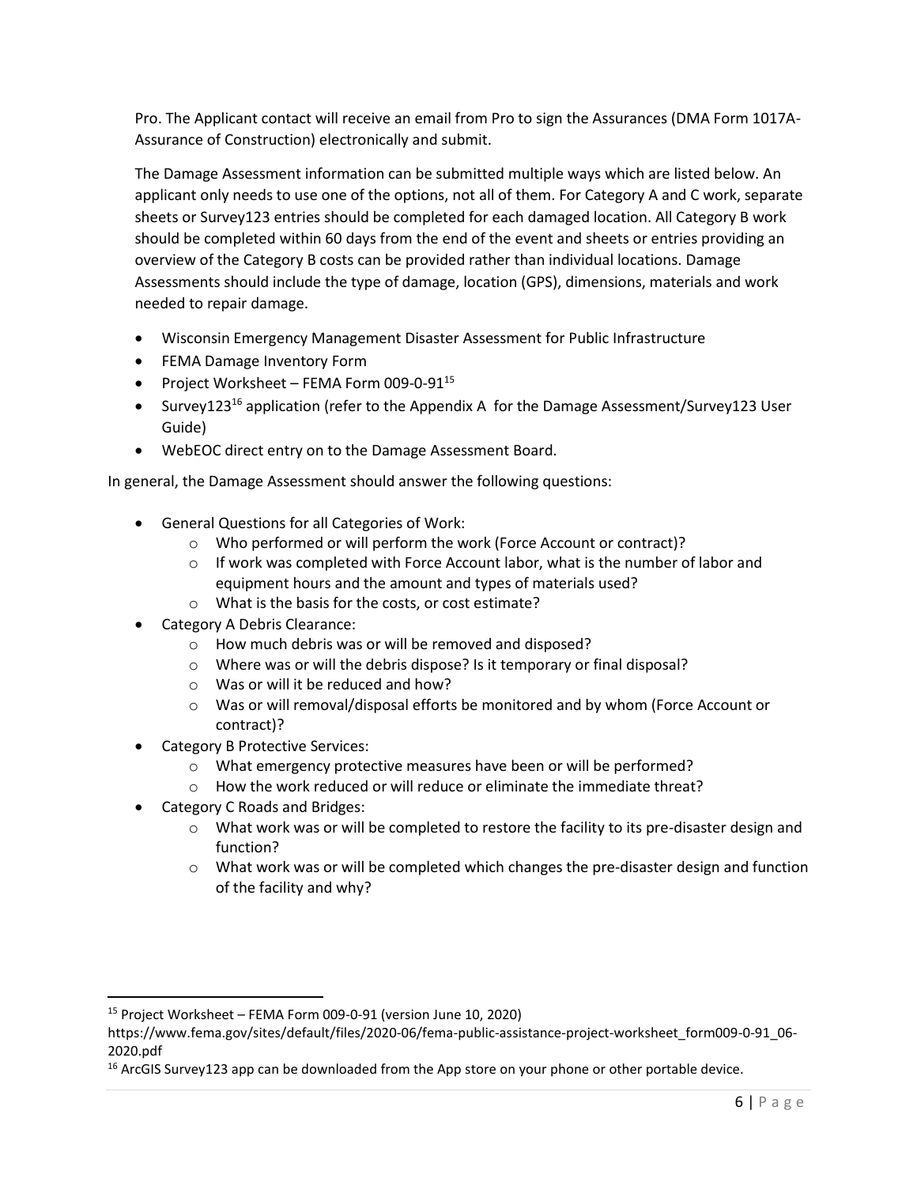Pro. The Applicant contact will receive an email from Pro to sign the Assurances (DMA Form 1017A-Assurance of Construction) electronically and submit.

The Damage Assessment information can be submitted multiple ways which are listed below. An applicant only needs to use one of the options, not all of them. For Category A and C work, separate sheets or Survey123 entries should be completed for each damaged location. All Category B work should be completed within 60 days from the end of the event and sheets or entries providing an overview of the Category B costs can be provided rather than individual locations. Damage Assessments should include the type of damage, location (GPS), dimensions, materials and work needed to repair damage.

- Wisconsin Emergency Management Disaster Assessment for Public Infrastructure
- FEMA Damage Inventory Form
- Project Worksheet – FEMA Form 009-0-91[15]
- Survey123[16] application (refer to the Appendix A for the Damage Assessment/Survey123 User Guide)
- WebEOC direct entry on to the Damage Assessment Board.

In general, the Damage Assessment should answer the following questions:

- General Questions for all Categories of Work:
  - Who performed or will perform the work (Force Account or contract)?
  - If work was completed with Force Account labor, what is the number of labor and equipment hours and the amount and types of materials used?
  - What is the basis for the costs, or cost estimate?
- Category A Debris Clearance:
  - How much debris was or will be removed and disposed?
  - Where was or will the debris dispose? Is it temporary or final disposal?
  - Was or will it be reduced and how?
  - Was or will removal/disposal efforts be monitored and by whom (Force Account or contract)?
- Category B Protective Services:
  - What emergency protective measures have been or will be performed?
  - How the work reduced or will reduce or eliminate the immediate threat?
- Category C Roads and Bridges:
  - What work was or will be completed to restore the facility to its pre-disaster design and function?
  - What work was or will be completed which changes the pre-disaster design and function of the facility and why?

---

[15] Project Worksheet – FEMA Form 009-0-91 (version June 10, 2020) https://www.fema.gov/sites/default/files/2020-06/fema-public-assistance-project-worksheet_form009-0-91_06-2020.pdf

[16] ArcGIS Survey123 app can be downloaded from the App store on your phone or other portable device.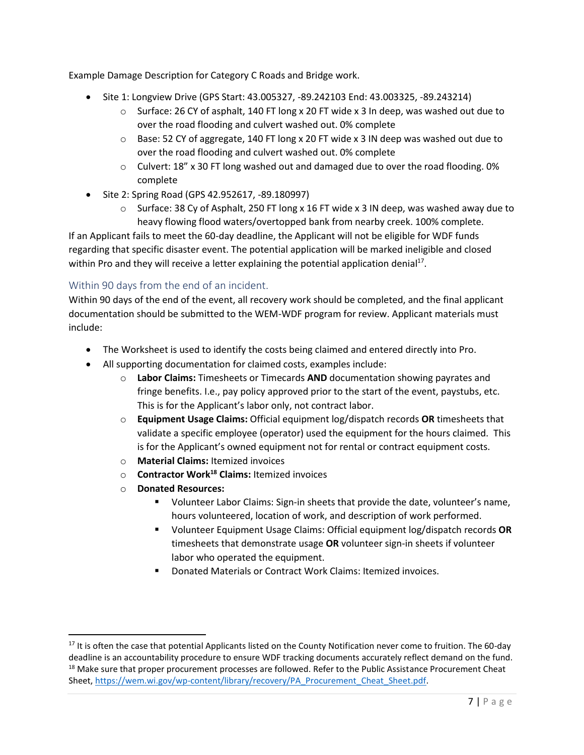Example Damage Description for Category C Roads and Bridge work.

- Site 1: Longview Drive (GPS Start: 43.005327, -89.242103 End: 43.003325, -89.243214)
  - Surface: 26 CY of asphalt, 140 FT long x 20 FT wide x 3 In deep, was washed out due to over the road flooding and culvert washed out. 0% complete
  - Base: 52 CY of aggregate, 140 FT long x 20 FT wide x 3 IN deep was washed out due to over the road flooding and culvert washed out. 0% complete
  - Culvert: 18" x 30 FT long washed out and damaged due to over the road flooding. 0% complete
- Site 2: Spring Road (GPS 42.952617, -89.180997)
  - Surface: 38 Cy of Asphalt, 250 FT long x 16 FT wide x 3 IN deep, was washed away due to heavy flowing flood waters/overtopped bank from nearby creek. 100% complete.

If an Applicant fails to meet the 60-day deadline, the Applicant will not be eligible for WDF funds regarding that specific disaster event. The potential application will be marked ineligible and closed within Pro and they will receive a letter explaining the potential application denial[17].

### Within 90 days from the end of an incident.

Within 90 days of the end of the event, all recovery work should be completed, and the final applicant documentation should be submitted to the WEM-WDF program for review. Applicant materials must include:

- The Worksheet is used to identify the costs being claimed and entered directly into Pro.
- All supporting documentation for claimed costs, examples include:
  - **Labor Claims:** Timesheets or Timecards **AND** documentation showing payrates and fringe benefits. I.e., pay policy approved prior to the start of the event, paystubs, etc. This is for the Applicant's labor only, not contract labor.
  - **Equipment Usage Claims:** Official equipment log/dispatch records **OR** timesheets that validate a specific employee (operator) used the equipment for the hours claimed. This is for the Applicant's owned equipment not for rental or contract equipment costs.
  - **Material Claims:** Itemized invoices
  - **Contractor Work[18] Claims:** Itemized invoices
  - **Donated Resources:**
    - Volunteer Labor Claims: Sign-in sheets that provide the date, volunteer's name, hours volunteered, location of work, and description of work performed.
    - Volunteer Equipment Usage Claims: Official equipment log/dispatch records **OR** timesheets that demonstrate usage **OR** volunteer sign-in sheets if volunteer labor who operated the equipment.
    - Donated Materials or Contract Work Claims: Itemized invoices.

---

[17] It is often the case that potential Applicants listed on the County Notification never come to fruition. The 60-day deadline is an accountability procedure to ensure WDF tracking documents accurately reflect demand on the fund.

[18] Make sure that proper procurement processes are followed. Refer to the Public Assistance Procurement Cheat Sheet, https://wem.wi.gov/wp-content/library/recovery/PA_Procurement_Cheat_Sheet.pdf.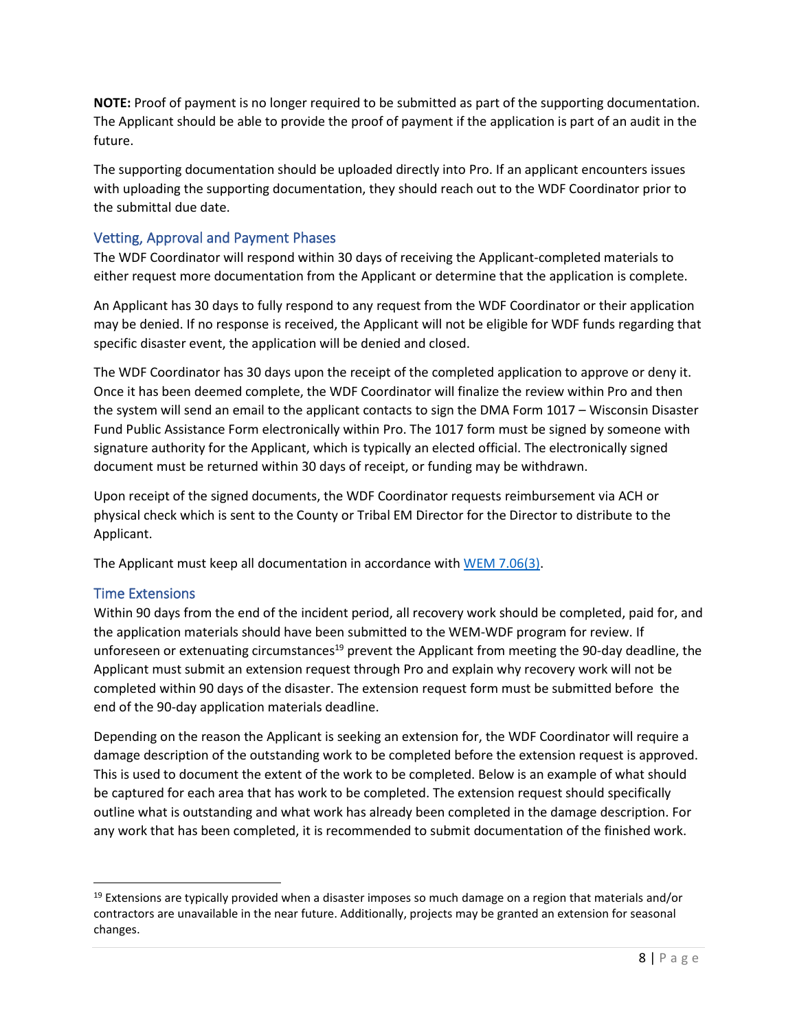**NOTE:** Proof of payment is no longer required to be submitted as part of the supporting documentation. The Applicant should be able to provide the proof of payment if the application is part of an audit in the future.

The supporting documentation should be uploaded directly into Pro. If an applicant encounters issues with uploading the supporting documentation, they should reach out to the WDF Coordinator prior to the submittal due date.

## Vetting, Approval and Payment Phases

The WDF Coordinator will respond within 30 days of receiving the Applicant-completed materials to either request more documentation from the Applicant or determine that the application is complete.

An Applicant has 30 days to fully respond to any request from the WDF Coordinator or their application may be denied. If no response is received, the Applicant will not be eligible for WDF funds regarding that specific disaster event, the application will be denied and closed.

The WDF Coordinator has 30 days upon the receipt of the completed application to approve or deny it. Once it has been deemed complete, the WDF Coordinator will finalize the review within Pro and then the system will send an email to the applicant contacts to sign the DMA Form 1017 – Wisconsin Disaster Fund Public Assistance Form electronically within Pro. The 1017 form must be signed by someone with signature authority for the Applicant, which is typically an elected official. The electronically signed document must be returned within 30 days of receipt, or funding may be withdrawn.

Upon receipt of the signed documents, the WDF Coordinator requests reimbursement via ACH or physical check which is sent to the County or Tribal EM Director for the Director to distribute to the Applicant.

The Applicant must keep all documentation in accordance with [WEM 7.06(3)](WEM 7.06(3)).

## Time Extensions

Within 90 days from the end of the incident period, all recovery work should be completed, paid for, and the application materials should have been submitted to the WEM-WDF program for review. If unforeseen or extenuating circumstances[19] prevent the Applicant from meeting the 90-day deadline, the Applicant must submit an extension request through Pro and explain why recovery work will not be completed within 90 days of the disaster. The extension request form must be submitted before the end of the 90-day application materials deadline.

Depending on the reason the Applicant is seeking an extension for, the WDF Coordinator will require a damage description of the outstanding work to be completed before the extension request is approved. This is used to document the extent of the work to be completed. Below is an example of what should be captured for each area that has work to be completed. The extension request should specifically outline what is outstanding and what work has already been completed in the damage description. For any work that has been completed, it is recommended to submit documentation of the finished work.

---

[19] Extensions are typically provided when a disaster imposes so much damage on a region that materials and/or contractors are unavailable in the near future. Additionally, projects may be granted an extension for seasonal changes.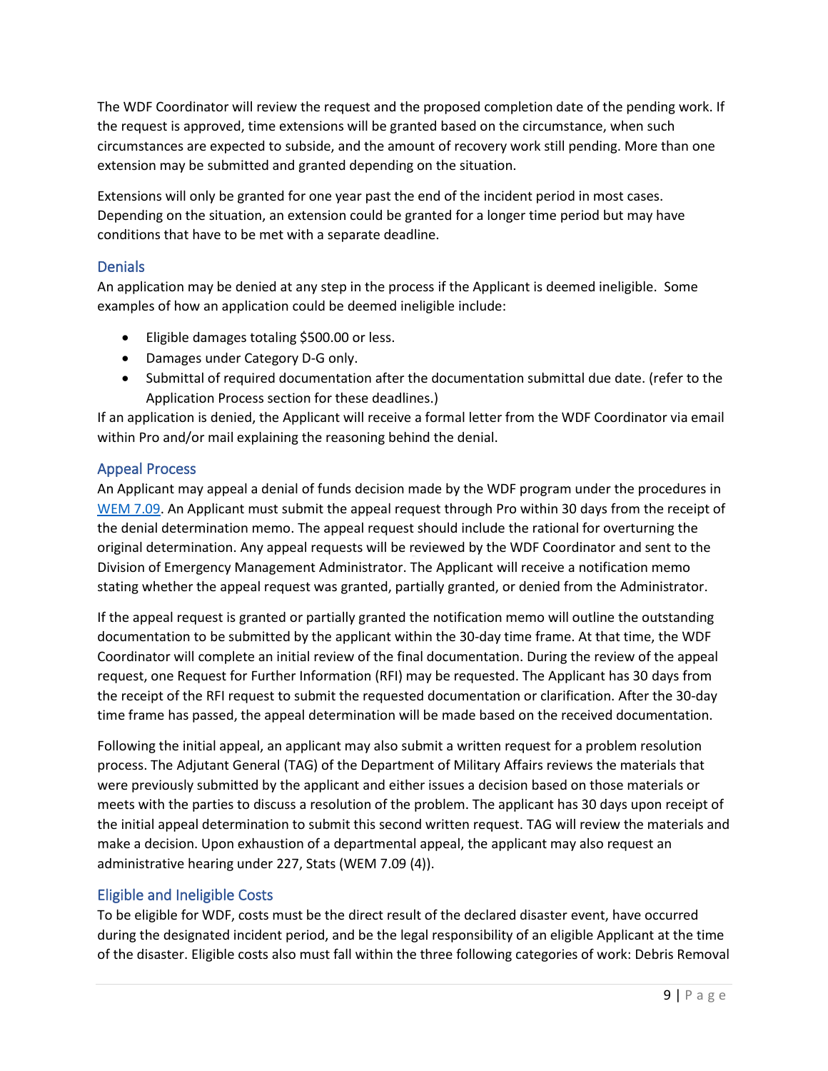The WDF Coordinator will review the request and the proposed completion date of the pending work. If the request is approved, time extensions will be granted based on the circumstance, when such circumstances are expected to subside, and the amount of recovery work still pending. More than one extension may be submitted and granted depending on the situation.

Extensions will only be granted for one year past the end of the incident period in most cases. Depending on the situation, an extension could be granted for a longer time period but may have conditions that have to be met with a separate deadline.

## Denials

An application may be denied at any step in the process if the Applicant is deemed ineligible. Some examples of how an application could be deemed ineligible include:

- Eligible damages totaling $500.00 or less.
- Damages under Category D-G only.
- Submittal of required documentation after the documentation submittal due date. (refer to the Application Process section for these deadlines.)

If an application is denied, the Applicant will receive a formal letter from the WDF Coordinator via email within Pro and/or mail explaining the reasoning behind the denial.

## Appeal Process

An Applicant may appeal a denial of funds decision made by the WDF program under the procedures in WEM 7.09. An Applicant must submit the appeal request through Pro within 30 days from the receipt of the denial determination memo. The appeal request should include the rational for overturning the original determination. Any appeal requests will be reviewed by the WDF Coordinator and sent to the Division of Emergency Management Administrator. The Applicant will receive a notification memo stating whether the appeal request was granted, partially granted, or denied from the Administrator.

If the appeal request is granted or partially granted the notification memo will outline the outstanding documentation to be submitted by the applicant within the 30-day time frame. At that time, the WDF Coordinator will complete an initial review of the final documentation. During the review of the appeal request, one Request for Further Information (RFI) may be requested. The Applicant has 30 days from the receipt of the RFI request to submit the requested documentation or clarification. After the 30-day time frame has passed, the appeal determination will be made based on the received documentation.

Following the initial appeal, an applicant may also submit a written request for a problem resolution process. The Adjutant General (TAG) of the Department of Military Affairs reviews the materials that were previously submitted by the applicant and either issues a decision based on those materials or meets with the parties to discuss a resolution of the problem. The applicant has 30 days upon receipt of the initial appeal determination to submit this second written request. TAG will review the materials and make a decision. Upon exhaustion of a departmental appeal, the applicant may also request an administrative hearing under 227, Stats (WEM 7.09 (4)).

## Eligible and Ineligible Costs

To be eligible for WDF, costs must be the direct result of the declared disaster event, have occurred during the designated incident period, and be the legal responsibility of an eligible Applicant at the time of the disaster. Eligible costs also must fall within the three following categories of work: Debris Removal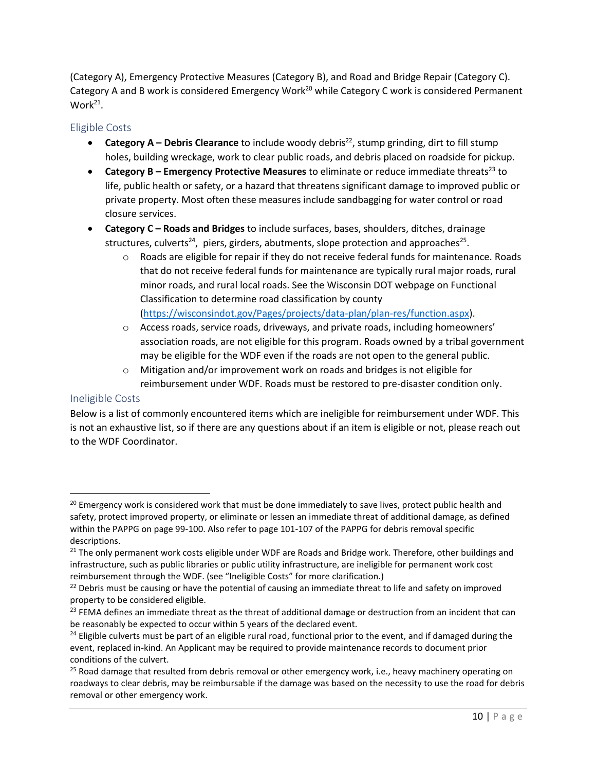(Category A), Emergency Protective Measures (Category B), and Road and Bridge Repair (Category C). Category A and B work is considered Emergency Work[20] while Category C work is considered Permanent Work[21].

### Eligible Costs

- **Category A – Debris Clearance** to include woody debris[22], stump grinding, dirt to fill stump holes, building wreckage, work to clear public roads, and debris placed on roadside for pickup.
- **Category B – Emergency Protective Measures** to eliminate or reduce immediate threats[23] to life, public health or safety, or a hazard that threatens significant damage to improved public or private property. Most often these measures include sandbagging for water control or road closure services.
- **Category C – Roads and Bridges** to include surfaces, bases, shoulders, ditches, drainage structures, culverts[24], piers, girders, abutments, slope protection and approaches[25].
    - Roads are eligible for repair if they do not receive federal funds for maintenance. Roads that do not receive federal funds for maintenance are typically rural major roads, rural minor roads, and rural local roads. See the Wisconsin DOT webpage on Functional Classification to determine road classification by county (https://wisconsindot.gov/Pages/projects/data-plan/plan-res/function.aspx).
    - Access roads, service roads, driveways, and private roads, including homeowners' association roads, are not eligible for this program. Roads owned by a tribal government may be eligible for the WDF even if the roads are not open to the general public.
    - Mitigation and/or improvement work on roads and bridges is not eligible for reimbursement under WDF. Roads must be restored to pre-disaster condition only.

### Ineligible Costs

Below is a list of commonly encountered items which are ineligible for reimbursement under WDF. This is not an exhaustive list, so if there are any questions about if an item is eligible or not, please reach out to the WDF Coordinator.

---

[20] Emergency work is considered work that must be done immediately to save lives, protect public health and safety, protect improved property, or eliminate or lessen an immediate threat of additional damage, as defined within the PAPPG on page 99-100. Also refer to page 101-107 of the PAPPG for debris removal specific descriptions.

[21] The only permanent work costs eligible under WDF are Roads and Bridge work. Therefore, other buildings and infrastructure, such as public libraries or public utility infrastructure, are ineligible for permanent work cost reimbursement through the WDF. (see "Ineligible Costs" for more clarification.)

[22] Debris must be causing or have the potential of causing an immediate threat to life and safety on improved property to be considered eligible.

[23] FEMA defines an immediate threat as the threat of additional damage or destruction from an incident that can be reasonably be expected to occur within 5 years of the declared event.

[24] Eligible culverts must be part of an eligible rural road, functional prior to the event, and if damaged during the event, replaced in-kind. An Applicant may be required to provide maintenance records to document prior conditions of the culvert.

[25] Road damage that resulted from debris removal or other emergency work, i.e., heavy machinery operating on roadways to clear debris, may be reimbursable if the damage was based on the necessity to use the road for debris removal or other emergency work.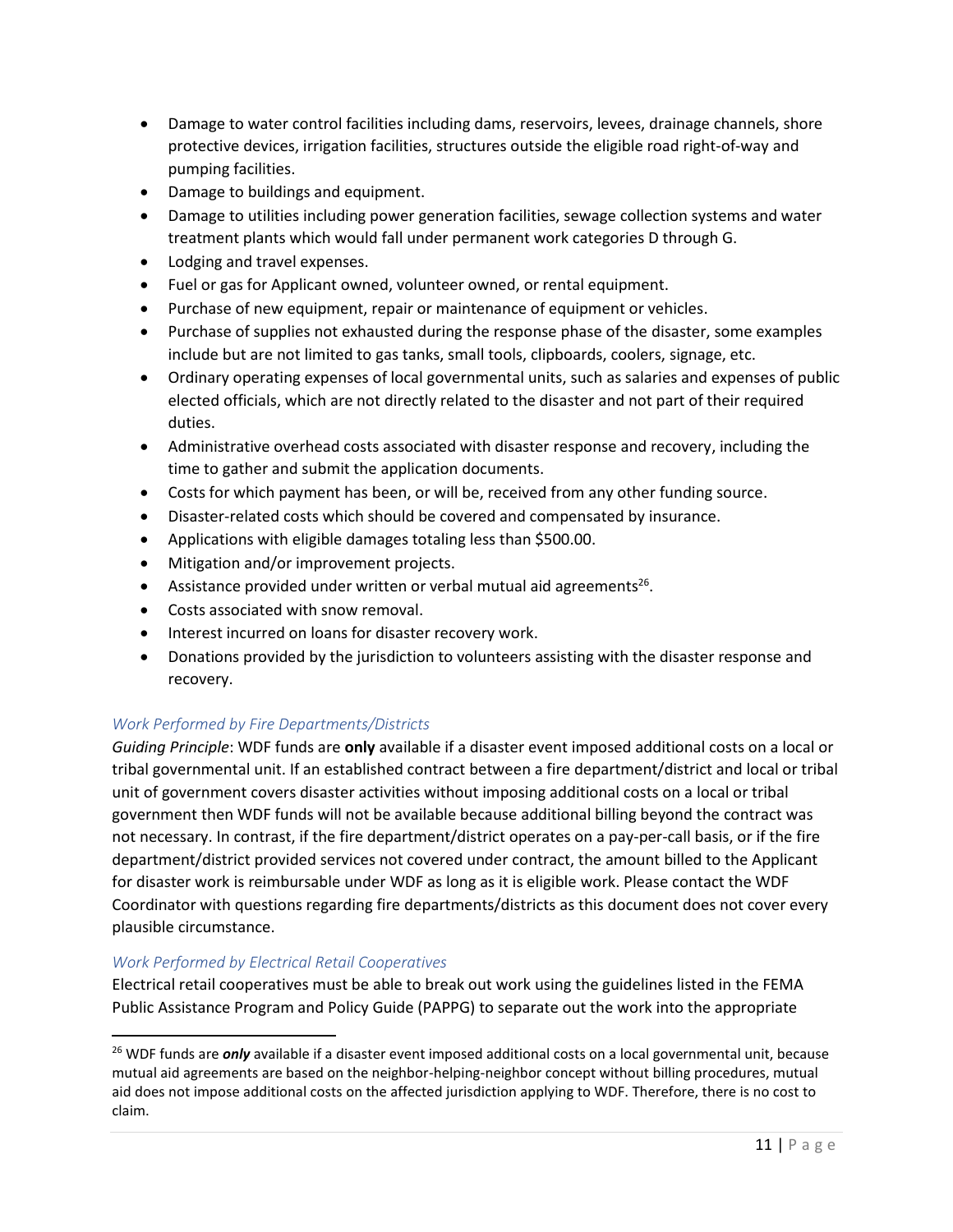- Damage to water control facilities including dams, reservoirs, levees, drainage channels, shore protective devices, irrigation facilities, structures outside the eligible road right-of-way and pumping facilities.
- Damage to buildings and equipment.
- Damage to utilities including power generation facilities, sewage collection systems and water treatment plants which would fall under permanent work categories D through G.
- Lodging and travel expenses.
- Fuel or gas for Applicant owned, volunteer owned, or rental equipment.
- Purchase of new equipment, repair or maintenance of equipment or vehicles.
- Purchase of supplies not exhausted during the response phase of the disaster, some examples include but are not limited to gas tanks, small tools, clipboards, coolers, signage, etc.
- Ordinary operating expenses of local governmental units, such as salaries and expenses of public elected officials, which are not directly related to the disaster and not part of their required duties.
- Administrative overhead costs associated with disaster response and recovery, including the time to gather and submit the application documents.
- Costs for which payment has been, or will be, received from any other funding source.
- Disaster-related costs which should be covered and compensated by insurance.
- Applications with eligible damages totaling less than \$500.00.
- Mitigation and/or improvement projects.
- Assistance provided under written or verbal mutual aid agreements[26].
- Costs associated with snow removal.
- Interest incurred on loans for disaster recovery work.
- Donations provided by the jurisdiction to volunteers assisting with the disaster response and recovery.

### *Work Performed by Fire Departments/Districts*

*Guiding Principle*: WDF funds are **only** available if a disaster event imposed additional costs on a local or tribal governmental unit. If an established contract between a fire department/district and local or tribal unit of government covers disaster activities without imposing additional costs on a local or tribal government then WDF funds will not be available because additional billing beyond the contract was not necessary. In contrast, if the fire department/district operates on a pay-per-call basis, or if the fire department/district provided services not covered under contract, the amount billed to the Applicant for disaster work is reimbursable under WDF as long as it is eligible work. Please contact the WDF Coordinator with questions regarding fire departments/districts as this document does not cover every plausible circumstance.

### *Work Performed by Electrical Retail Cooperatives*

Electrical retail cooperatives must be able to break out work using the guidelines listed in the FEMA Public Assistance Program and Policy Guide (PAPPG) to separate out the work into the appropriate

---

[26] WDF funds are ***only*** available if a disaster event imposed additional costs on a local governmental unit, because mutual aid agreements are based on the neighbor-helping-neighbor concept without billing procedures, mutual aid does not impose additional costs on the affected jurisdiction applying to WDF. Therefore, there is no cost to claim.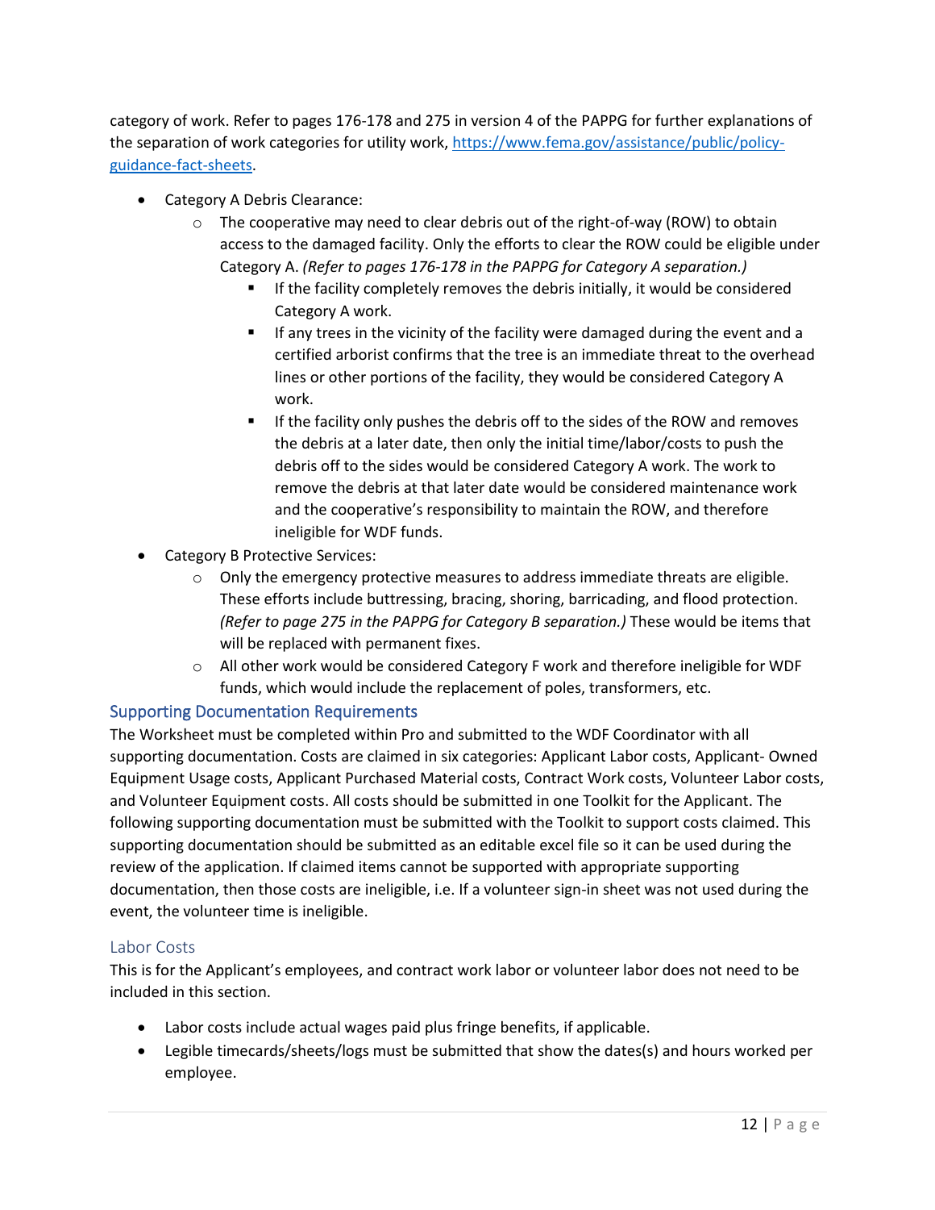category of work. Refer to pages 176-178 and 275 in version 4 of the PAPPG for further explanations of the separation of work categories for utility work, [https://www.fema.gov/assistance/public/policy-guidance-fact-sheets](https://www.fema.gov/assistance/public/policy-guidance-fact-sheets).

- Category A Debris Clearance:
  - The cooperative may need to clear debris out of the right-of-way (ROW) to obtain access to the damaged facility. Only the efforts to clear the ROW could be eligible under Category A. *(Refer to pages 176-178 in the PAPPG for Category A separation.)*
    - If the facility completely removes the debris initially, it would be considered Category A work.
    - If any trees in the vicinity of the facility were damaged during the event and a certified arborist confirms that the tree is an immediate threat to the overhead lines or other portions of the facility, they would be considered Category A work.
    - If the facility only pushes the debris off to the sides of the ROW and removes the debris at a later date, then only the initial time/labor/costs to push the debris off to the sides would be considered Category A work. The work to remove the debris at that later date would be considered maintenance work and the cooperative's responsibility to maintain the ROW, and therefore ineligible for WDF funds.
- Category B Protective Services:
  - Only the emergency protective measures to address immediate threats are eligible. These efforts include buttressing, bracing, shoring, barricading, and flood protection. *(Refer to page 275 in the PAPPG for Category B separation.)* These would be items that will be replaced with permanent fixes.
  - All other work would be considered Category F work and therefore ineligible for WDF funds, which would include the replacement of poles, transformers, etc.

## Supporting Documentation Requirements

The Worksheet must be completed within Pro and submitted to the WDF Coordinator with all supporting documentation. Costs are claimed in six categories: Applicant Labor costs, Applicant- Owned Equipment Usage costs, Applicant Purchased Material costs, Contract Work costs, Volunteer Labor costs, and Volunteer Equipment costs. All costs should be submitted in one Toolkit for the Applicant. The following supporting documentation must be submitted with the Toolkit to support costs claimed. This supporting documentation should be submitted as an editable excel file so it can be used during the review of the application. If claimed items cannot be supported with appropriate supporting documentation, then those costs are ineligible, i.e. If a volunteer sign-in sheet was not used during the event, the volunteer time is ineligible.

### Labor Costs

This is for the Applicant's employees, and contract work labor or volunteer labor does not need to be included in this section.

- Labor costs include actual wages paid plus fringe benefits, if applicable.
- Legible timecards/sheets/logs must be submitted that show the dates(s) and hours worked per employee.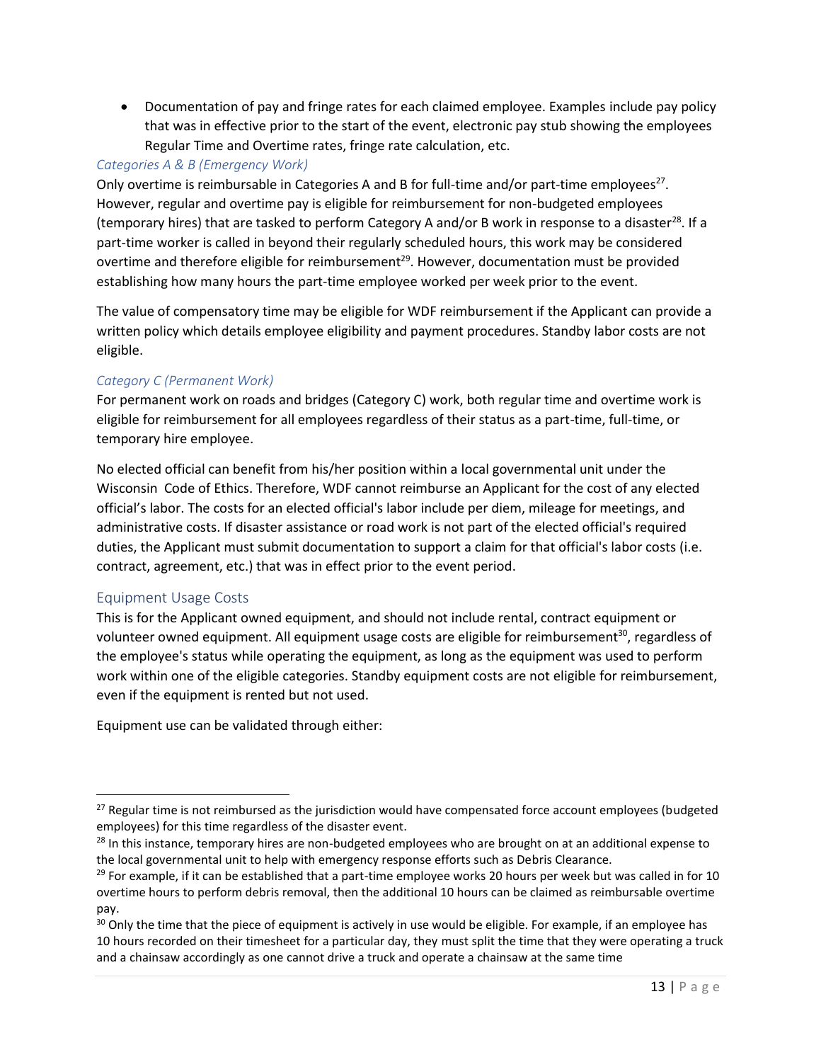- Documentation of pay and fringe rates for each claimed employee. Examples include pay policy that was in effective prior to the start of the event, electronic pay stub showing the employees Regular Time and Overtime rates, fringe rate calculation, etc.

### *Categories A & B (Emergency Work)*

Only overtime is reimbursable in Categories A and B for full-time and/or part-time employees[27]. However, regular and overtime pay is eligible for reimbursement for non-budgeted employees (temporary hires) that are tasked to perform Category A and/or B work in response to a disaster[28]. If a part-time worker is called in beyond their regularly scheduled hours, this work may be considered overtime and therefore eligible for reimbursement[29]. However, documentation must be provided establishing how many hours the part-time employee worked per week prior to the event.

The value of compensatory time may be eligible for WDF reimbursement if the Applicant can provide a written policy which details employee eligibility and payment procedures. Standby labor costs are not eligible.

### *Category C (Permanent Work)*

For permanent work on roads and bridges (Category C) work, both regular time and overtime work is eligible for reimbursement for all employees regardless of their status as a part-time, full-time, or temporary hire employee.

No elected official can benefit from his/her position within a local governmental unit under the Wisconsin Code of Ethics. Therefore, WDF cannot reimburse an Applicant for the cost of any elected official's labor. The costs for an elected official's labor include per diem, mileage for meetings, and administrative costs. If disaster assistance or road work is not part of the elected official's required duties, the Applicant must submit documentation to support a claim for that official's labor costs (i.e. contract, agreement, etc.) that was in effect prior to the event period.

## Equipment Usage Costs

This is for the Applicant owned equipment, and should not include rental, contract equipment or volunteer owned equipment. All equipment usage costs are eligible for reimbursement[30], regardless of the employee's status while operating the equipment, as long as the equipment was used to perform work within one of the eligible categories. Standby equipment costs are not eligible for reimbursement, even if the equipment is rented but not used.

Equipment use can be validated through either:

---

[27] Regular time is not reimbursed as the jurisdiction would have compensated force account employees (budgeted employees) for this time regardless of the disaster event.

[28] In this instance, temporary hires are non-budgeted employees who are brought on at an additional expense to the local governmental unit to help with emergency response efforts such as Debris Clearance.

[29] For example, if it can be established that a part-time employee works 20 hours per week but was called in for 10 overtime hours to perform debris removal, then the additional 10 hours can be claimed as reimbursable overtime pay.

[30] Only the time that the piece of equipment is actively in use would be eligible. For example, if an employee has 10 hours recorded on their timesheet for a particular day, they must split the time that they were operating a truck and a chainsaw accordingly as one cannot drive a truck and operate a chainsaw at the same time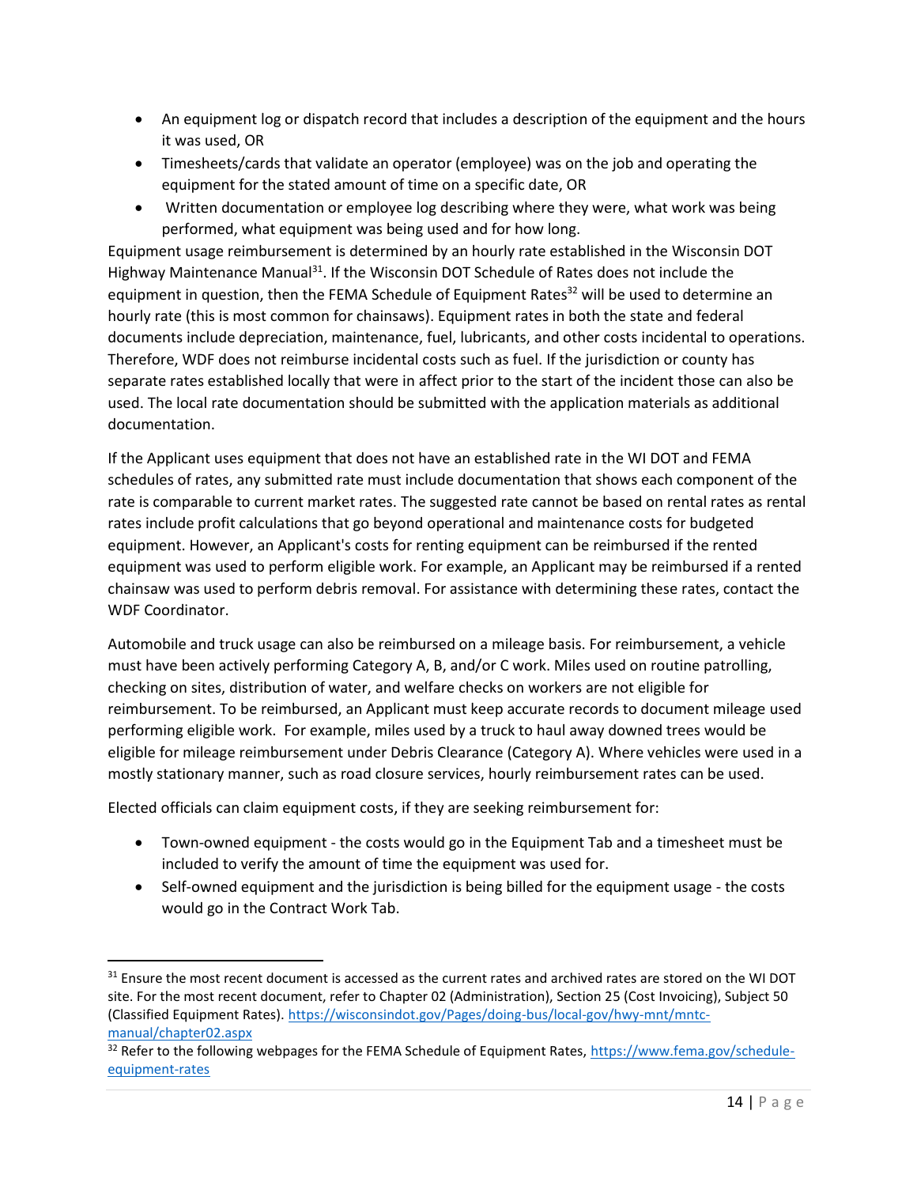- An equipment log or dispatch record that includes a description of the equipment and the hours it was used, OR
- Timesheets/cards that validate an operator (employee) was on the job and operating the equipment for the stated amount of time on a specific date, OR
- Written documentation or employee log describing where they were, what work was being performed, what equipment was being used and for how long.

Equipment usage reimbursement is determined by an hourly rate established in the Wisconsin DOT Highway Maintenance Manual[31]. If the Wisconsin DOT Schedule of Rates does not include the equipment in question, then the FEMA Schedule of Equipment Rates[32] will be used to determine an hourly rate (this is most common for chainsaws). Equipment rates in both the state and federal documents include depreciation, maintenance, fuel, lubricants, and other costs incidental to operations. Therefore, WDF does not reimburse incidental costs such as fuel. If the jurisdiction or county has separate rates established locally that were in affect prior to the start of the incident those can also be used. The local rate documentation should be submitted with the application materials as additional documentation.

If the Applicant uses equipment that does not have an established rate in the WI DOT and FEMA schedules of rates, any submitted rate must include documentation that shows each component of the rate is comparable to current market rates. The suggested rate cannot be based on rental rates as rental rates include profit calculations that go beyond operational and maintenance costs for budgeted equipment. However, an Applicant's costs for renting equipment can be reimbursed if the rented equipment was used to perform eligible work. For example, an Applicant may be reimbursed if a rented chainsaw was used to perform debris removal. For assistance with determining these rates, contact the WDF Coordinator.

Automobile and truck usage can also be reimbursed on a mileage basis. For reimbursement, a vehicle must have been actively performing Category A, B, and/or C work. Miles used on routine patrolling, checking on sites, distribution of water, and welfare checks on workers are not eligible for reimbursement. To be reimbursed, an Applicant must keep accurate records to document mileage used performing eligible work. For example, miles used by a truck to haul away downed trees would be eligible for mileage reimbursement under Debris Clearance (Category A). Where vehicles were used in a mostly stationary manner, such as road closure services, hourly reimbursement rates can be used.

Elected officials can claim equipment costs, if they are seeking reimbursement for:

- Town-owned equipment - the costs would go in the Equipment Tab and a timesheet must be included to verify the amount of time the equipment was used for.
- Self-owned equipment and the jurisdiction is being billed for the equipment usage - the costs would go in the Contract Work Tab.

---

[31] Ensure the most recent document is accessed as the current rates and archived rates are stored on the WI DOT site. For the most recent document, refer to Chapter 02 (Administration), Section 25 (Cost Invoicing), Subject 50 (Classified Equipment Rates). https://wisconsindot.gov/Pages/doing-bus/local-gov/hwy-mnt/mntc-manual/chapter02.aspx

[32] Refer to the following webpages for the FEMA Schedule of Equipment Rates, https://www.fema.gov/schedule-equipment-rates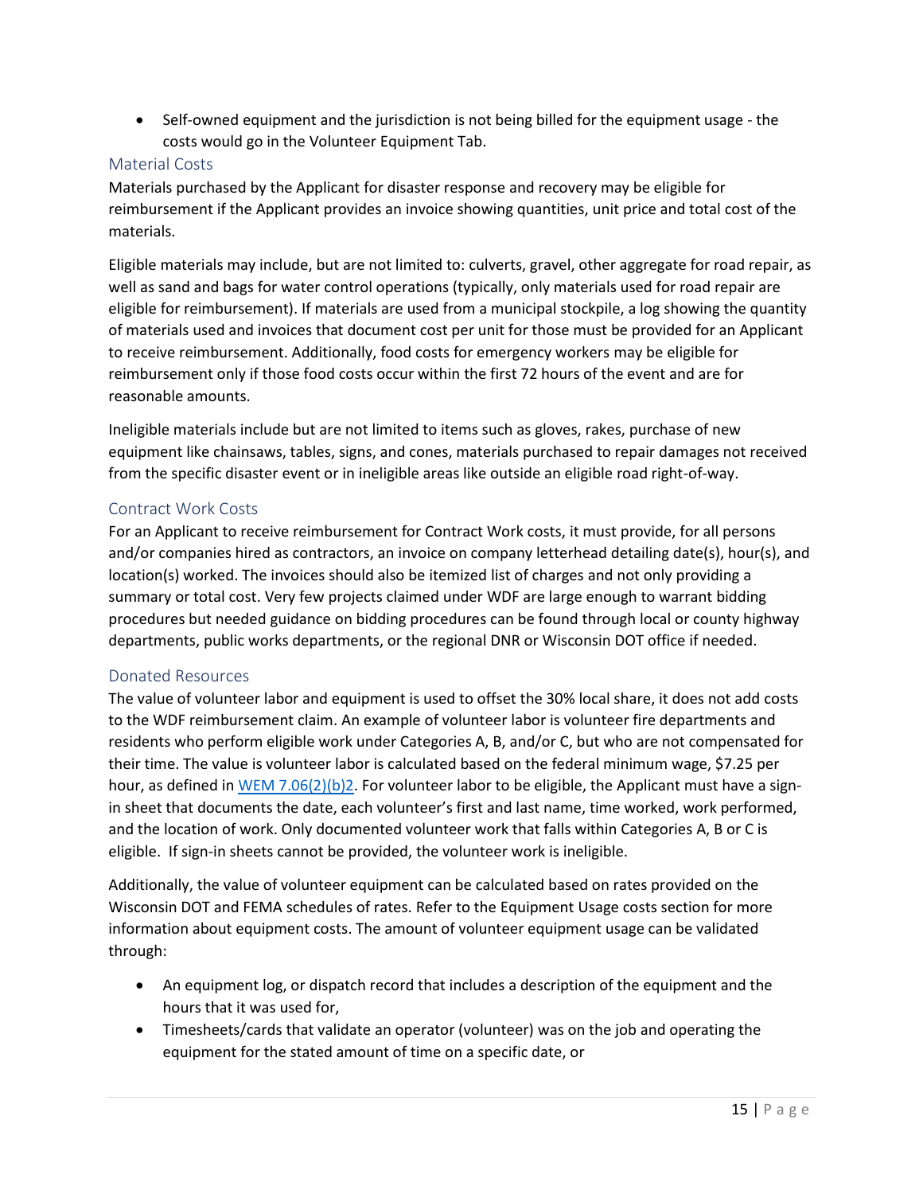- Self-owned equipment and the jurisdiction is not being billed for the equipment usage - the costs would go in the Volunteer Equipment Tab.

### Material Costs

Materials purchased by the Applicant for disaster response and recovery may be eligible for reimbursement if the Applicant provides an invoice showing quantities, unit price and total cost of the materials.

Eligible materials may include, but are not limited to: culverts, gravel, other aggregate for road repair, as well as sand and bags for water control operations (typically, only materials used for road repair are eligible for reimbursement). If materials are used from a municipal stockpile, a log showing the quantity of materials used and invoices that document cost per unit for those must be provided for an Applicant to receive reimbursement. Additionally, food costs for emergency workers may be eligible for reimbursement only if those food costs occur within the first 72 hours of the event and are for reasonable amounts.

Ineligible materials include but are not limited to items such as gloves, rakes, purchase of new equipment like chainsaws, tables, signs, and cones, materials purchased to repair damages not received from the specific disaster event or in ineligible areas like outside an eligible road right-of-way.

### Contract Work Costs

For an Applicant to receive reimbursement for Contract Work costs, it must provide, for all persons and/or companies hired as contractors, an invoice on company letterhead detailing date(s), hour(s), and location(s) worked. The invoices should also be itemized list of charges and not only providing a summary or total cost. Very few projects claimed under WDF are large enough to warrant bidding procedures but needed guidance on bidding procedures can be found through local or county highway departments, public works departments, or the regional DNR or Wisconsin DOT office if needed.

### Donated Resources

The value of volunteer labor and equipment is used to offset the 30% local share, it does not add costs to the WDF reimbursement claim. An example of volunteer labor is volunteer fire departments and residents who perform eligible work under Categories A, B, and/or C, but who are not compensated for their time. The value is volunteer labor is calculated based on the federal minimum wage, $7.25 per hour, as defined in [WEM 7.06(2)(b)2](). For volunteer labor to be eligible, the Applicant must have a sign-in sheet that documents the date, each volunteer's first and last name, time worked, work performed, and the location of work. Only documented volunteer work that falls within Categories A, B or C is eligible. If sign-in sheets cannot be provided, the volunteer work is ineligible.

Additionally, the value of volunteer equipment can be calculated based on rates provided on the Wisconsin DOT and FEMA schedules of rates. Refer to the Equipment Usage costs section for more information about equipment costs. The amount of volunteer equipment usage can be validated through:

- An equipment log, or dispatch record that includes a description of the equipment and the hours that it was used for,
- Timesheets/cards that validate an operator (volunteer) was on the job and operating the equipment for the stated amount of time on a specific date, or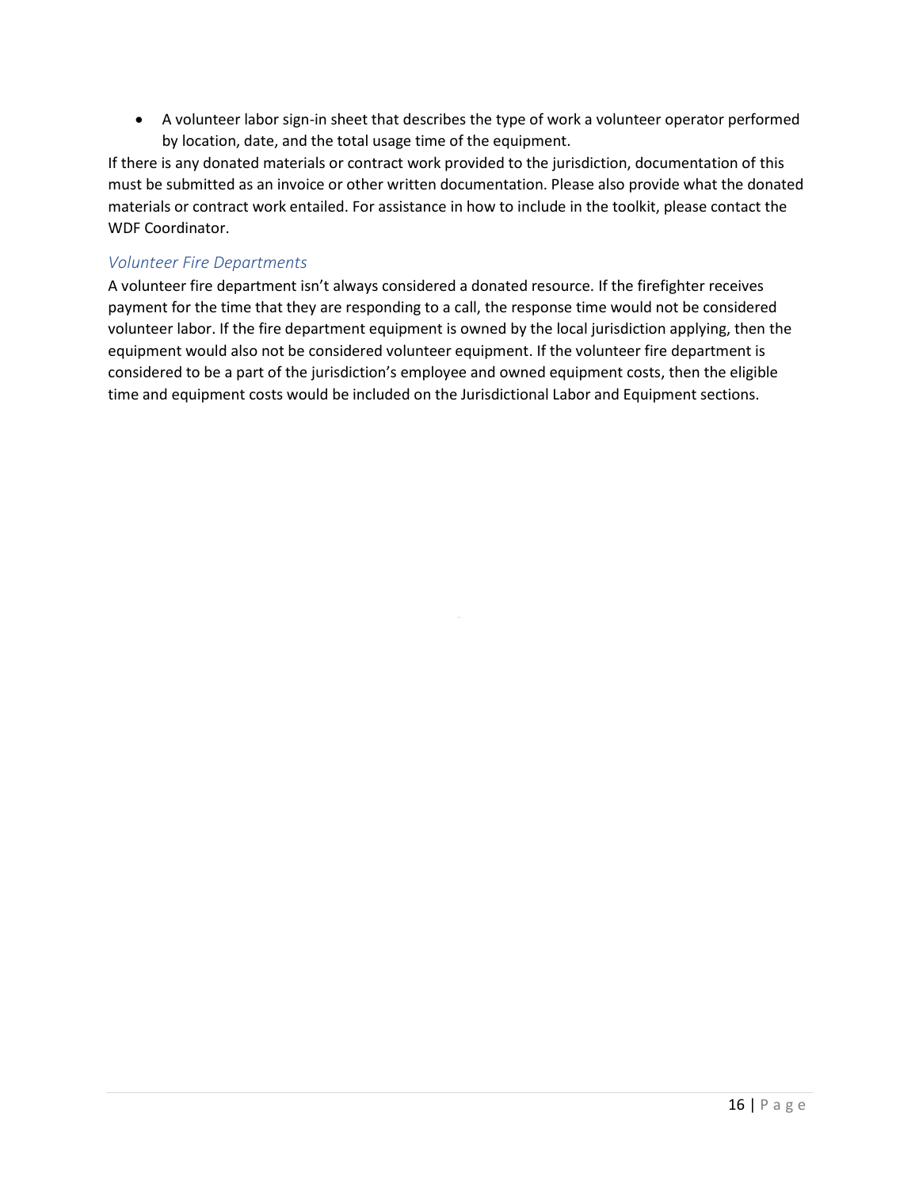- A volunteer labor sign-in sheet that describes the type of work a volunteer operator performed by location, date, and the total usage time of the equipment.

If there is any donated materials or contract work provided to the jurisdiction, documentation of this must be submitted as an invoice or other written documentation. Please also provide what the donated materials or contract work entailed. For assistance in how to include in the toolkit, please contact the WDF Coordinator.

### *Volunteer Fire Departments*

A volunteer fire department isn't always considered a donated resource. If the firefighter receives payment for the time that they are responding to a call, the response time would not be considered volunteer labor. If the fire department equipment is owned by the local jurisdiction applying, then the equipment would also not be considered volunteer equipment. If the volunteer fire department is considered to be a part of the jurisdiction's employee and owned equipment costs, then the eligible time and equipment costs would be included on the Jurisdictional Labor and Equipment sections.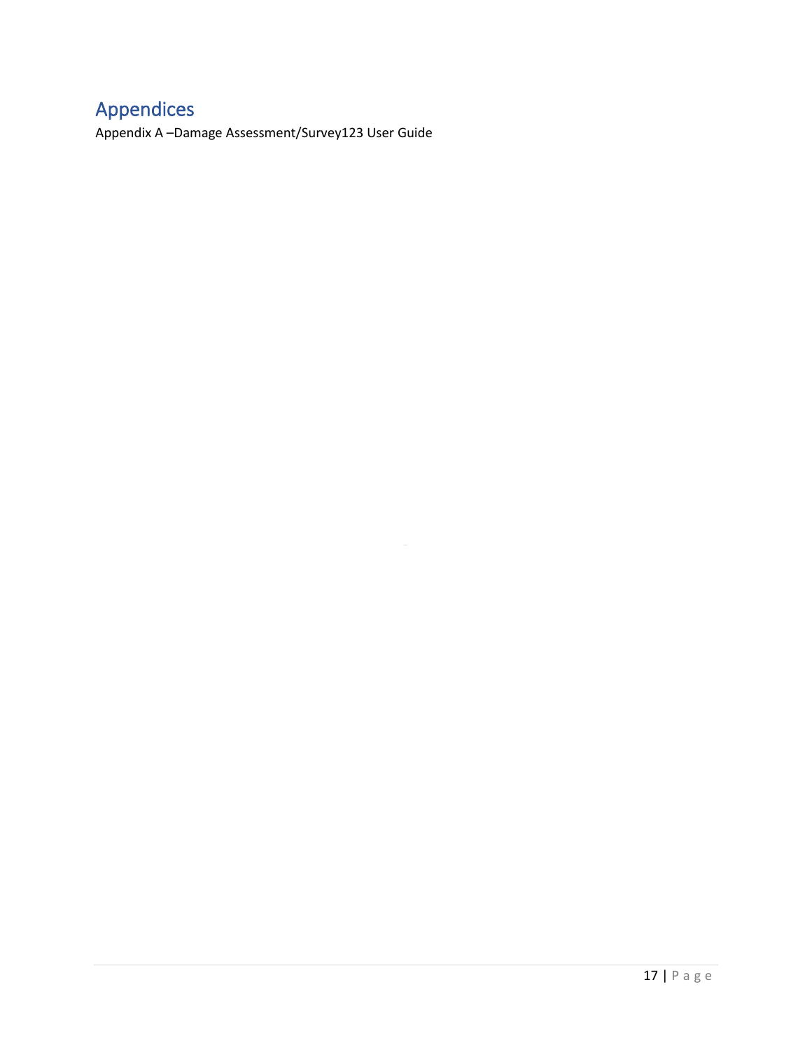# Appendices

Appendix A –Damage Assessment/Survey123 User Guide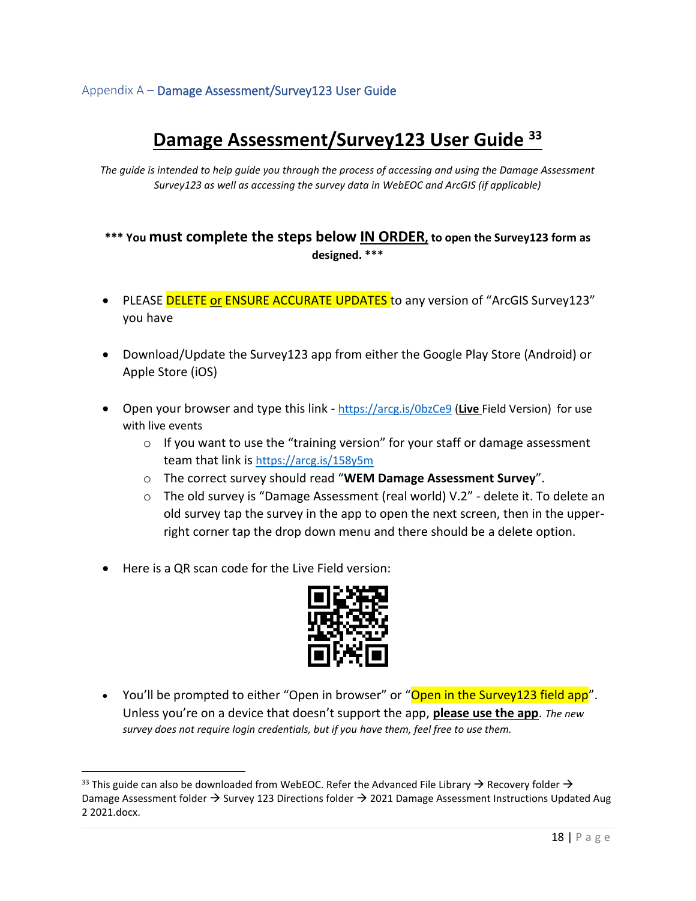Appendix A – Damage Assessment/Survey123 User Guide

# Damage Assessment/Survey123 User Guide [33]

*The guide is intended to help guide you through the process of accessing and using the Damage Assessment Survey123 as well as accessing the survey data in WebEOC and ArcGIS (if applicable)*

**\*\*\* You must complete the steps below IN ORDER, to open the Survey123 form as designed. \*\*\***

- PLEASE DELETE or ENSURE ACCURATE UPDATES to any version of "ArcGIS Survey123" you have
- Download/Update the Survey123 app from either the Google Play Store (Android) or Apple Store (iOS)
- Open your browser and type this link - https://arcg.is/0bzCe9 (**Live** Field Version) for use with live events
  - If you want to use the "training version" for your staff or damage assessment team that link is https://arcg.is/158y5m
  - The correct survey should read "**WEM Damage Assessment Survey**".
  - The old survey is "Damage Assessment (real world) V.2" - delete it. To delete an old survey tap the survey in the app to open the next screen, then in the upper-right corner tap the drop down menu and there should be a delete option.
- Here is a QR scan code for the Live Field version:
- You'll be prompted to either "Open in browser" or "Open in the Survey123 field app". Unless you're on a device that doesn't support the app, **please use the app**. *The new survey does not require login credentials, but if you have them, feel free to use them.*

---

[33] This guide can also be downloaded from WebEOC. Refer the Advanced File Library → Recovery folder → Damage Assessment folder → Survey 123 Directions folder → 2021 Damage Assessment Instructions Updated Aug 2 2021.docx.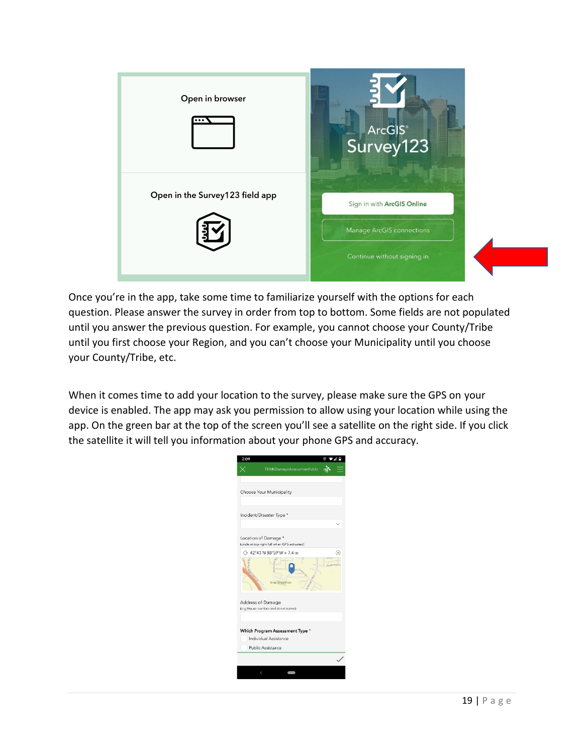Once you're in the app, take some time to familiarize yourself with the options for each question. Please answer the survey in order from top to bottom. Some fields are not populated until you answer the previous question. For example, you cannot choose your County/Tribe until you first choose your Region, and you can't choose your Municipality until you choose your County/Tribe, etc.

When it comes time to add your location to the survey, please make sure the GPS on your device is enabled. The app may ask you permission to allow using your location while using the app. On the green bar at the top of the screen you'll see a satellite on the right side. If you click the satellite it will tell you information about your phone GPS and accuracy.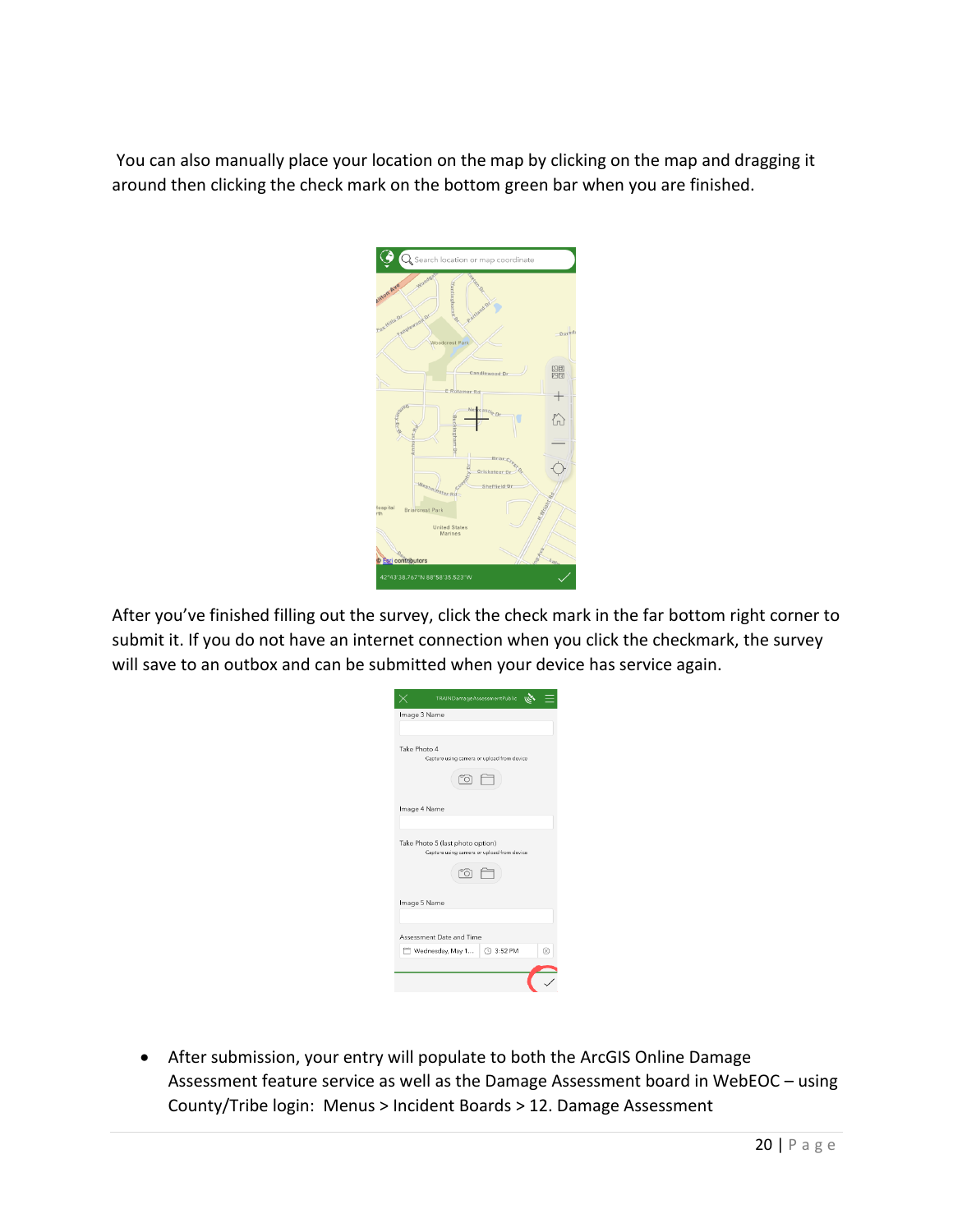You can also manually place your location on the map by clicking on the map and dragging it around then clicking the check mark on the bottom green bar when you are finished.

After you've finished filling out the survey, click the check mark in the far bottom right corner to submit it. If you do not have an internet connection when you click the checkmark, the survey will save to an outbox and can be submitted when your device has service again.

- After submission, your entry will populate to both the ArcGIS Online Damage Assessment feature service as well as the Damage Assessment board in WebEOC – using County/Tribe login: Menus > Incident Boards > 12. Damage Assessment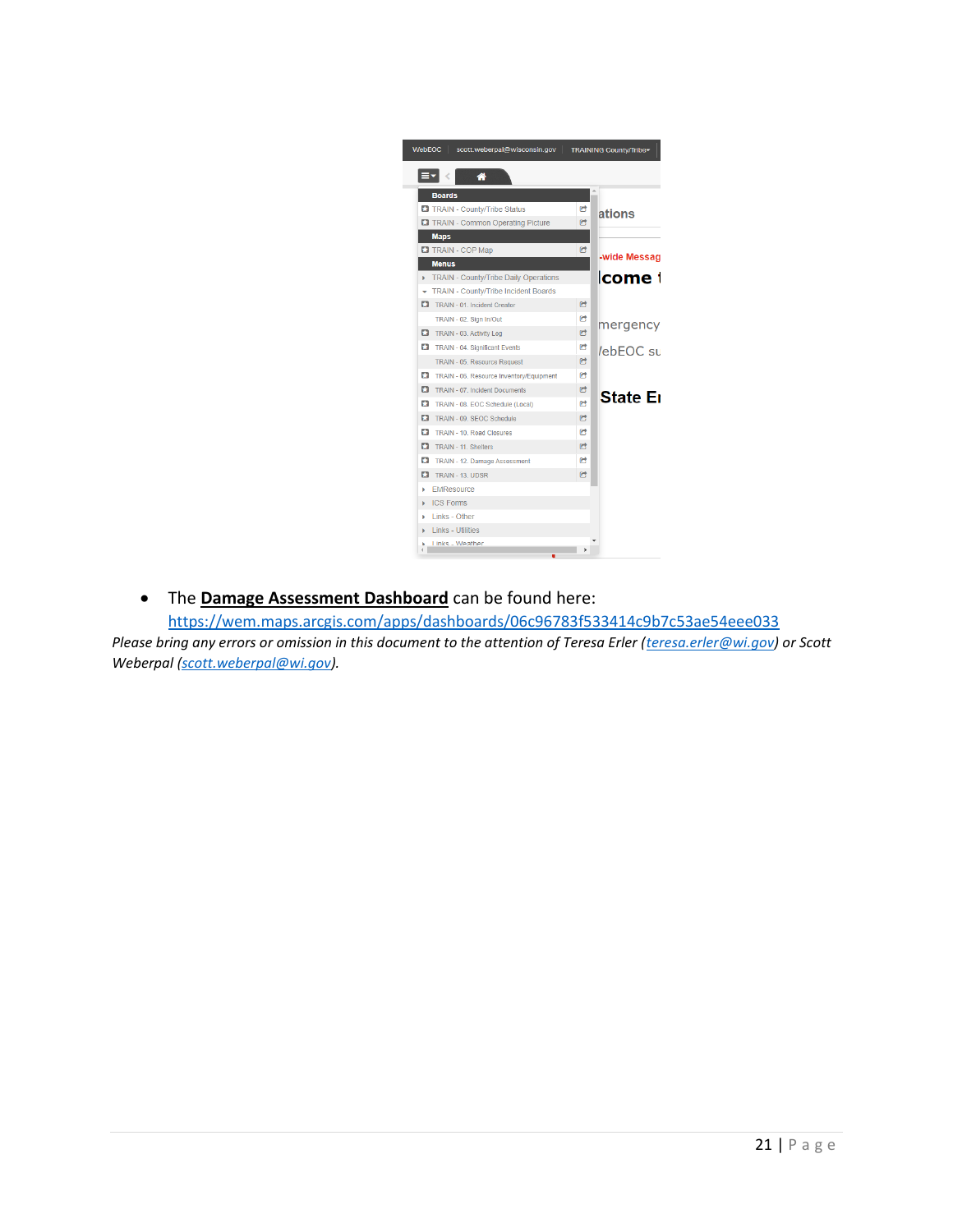- The **Damage Assessment Dashboard** can be found here: https://wem.maps.arcgis.com/apps/dashboards/06c96783f533414c9b7c53ae54eee033

*Please bring any errors or omission in this document to the attention of Teresa Erler (teresa.erler@wi.gov) or Scott Weberpal (scott.weberpal@wi.gov).*